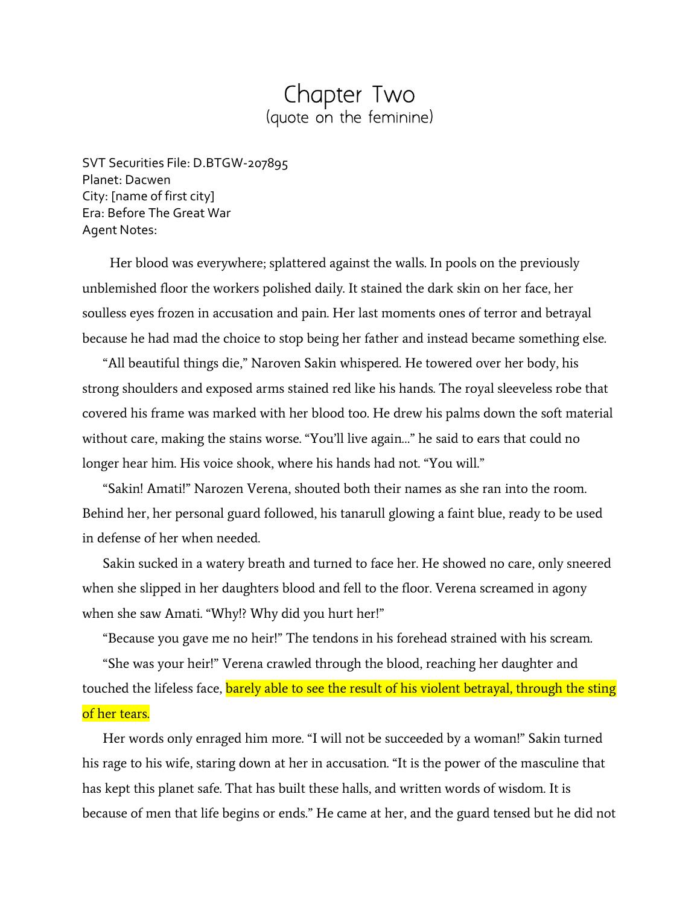# Chapter Two
(quote on the feminine)

SVT Securities File: D.BTGW-207895
Planet: Dacwen
City: [name of first city]
Era: Before The Great War
Agent Notes:

Her blood was everywhere; splattered against the walls. In pools on the previously unblemished floor the workers polished daily. It stained the dark skin on her face, her soulless eyes frozen in accusation and pain. Her last moments ones of terror and betrayal because he had mad the choice to stop being her father and instead became something else.

"All beautiful things die," Naroven Sakin whispered. He towered over her body, his strong shoulders and exposed arms stained red like his hands. The royal sleeveless robe that covered his frame was marked with her blood too. He drew his palms down the soft material without care, making the stains worse. "You'll live again…" he said to ears that could no longer hear him. His voice shook, where his hands had not. "You will."

"Sakin! Amati!" Narozen Verena, shouted both their names as she ran into the room. Behind her, her personal guard followed, his tanarull glowing a faint blue, ready to be used in defense of her when needed.

Sakin sucked in a watery breath and turned to face her. He showed no care, only sneered when she slipped in her daughters blood and fell to the floor. Verena screamed in agony when she saw Amati. "Why!? Why did you hurt her!"

"Because you gave me no heir!" The tendons in his forehead strained with his scream.

"She was your heir!" Verena crawled through the blood, reaching her daughter and touched the lifeless face, barely able to see the result of his violent betrayal, through the sting of her tears.

Her words only enraged him more. "I will not be succeeded by a woman!" Sakin turned his rage to his wife, staring down at her in accusation. "It is the power of the masculine that has kept this planet safe. That has built these halls, and written words of wisdom. It is because of men that life begins or ends." He came at her, and the guard tensed but he did not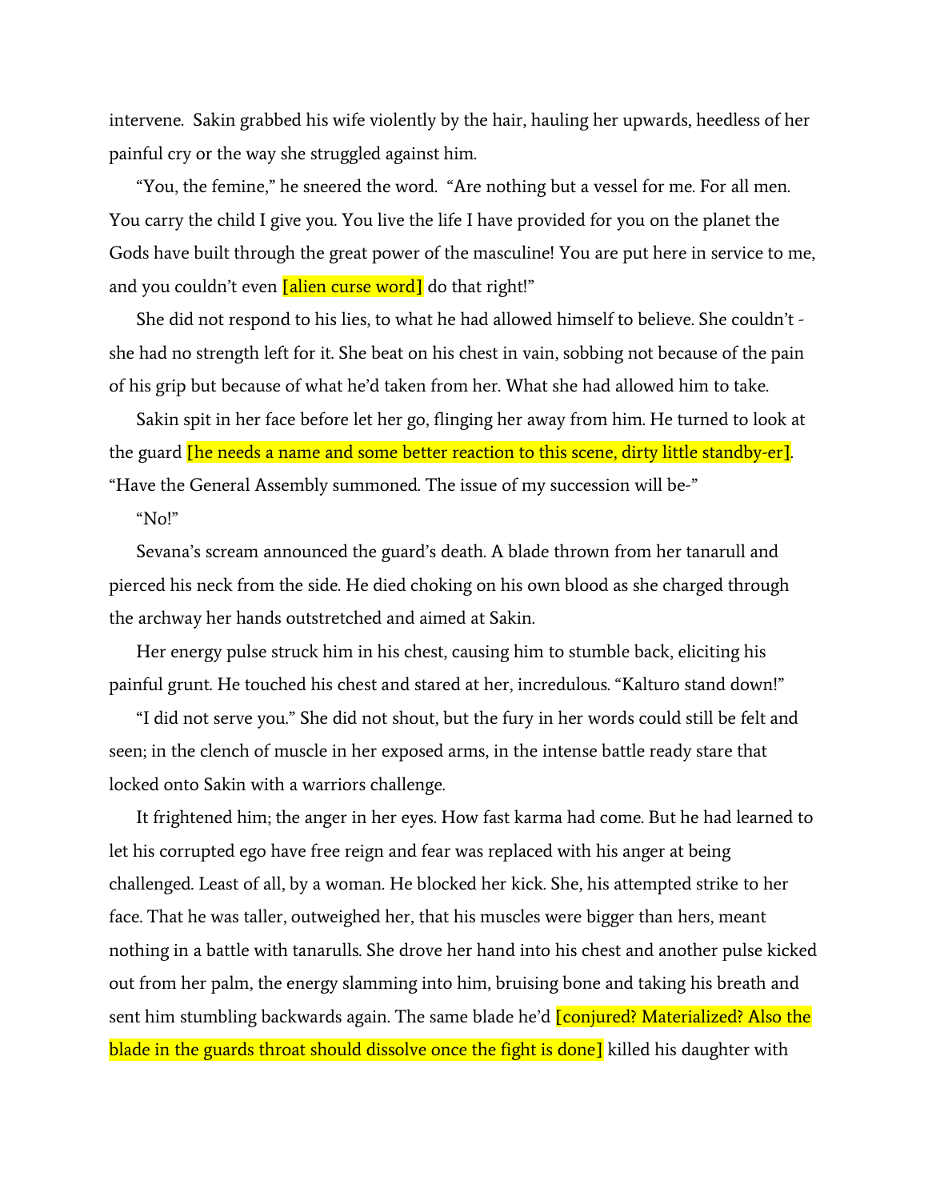intervene.  Sakin grabbed his wife violently by the hair, hauling her upwards, heedless of her painful cry or the way she struggled against him.

"You, the femine," he sneered the word.  "Are nothing but a vessel for me. For all men. You carry the child I give you. You live the life I have provided for you on the planet the Gods have built through the great power of the masculine! You are put here in service to me, and you couldn't even [alien curse word] do that right!"

She did not respond to his lies, to what he had allowed himself to believe. She couldn't - she had no strength left for it. She beat on his chest in vain, sobbing not because of the pain of his grip but because of what he'd taken from her. What she had allowed him to take.

Sakin spit in her face before let her go, flinging her away from him. He turned to look at the guard [he needs a name and some better reaction to this scene, dirty little standby-er]. "Have the General Assembly summoned. The issue of my succession will be-"

"No!"

Sevana's scream announced the guard's death. A blade thrown from her tanarull and pierced his neck from the side. He died choking on his own blood as she charged through the archway her hands outstretched and aimed at Sakin.

Her energy pulse struck him in his chest, causing him to stumble back, eliciting his painful grunt. He touched his chest and stared at her, incredulous. "Kalturo stand down!"

"I did not serve you." She did not shout, but the fury in her words could still be felt and seen; in the clench of muscle in her exposed arms, in the intense battle ready stare that locked onto Sakin with a warriors challenge.

It frightened him; the anger in her eyes. How fast karma had come. But he had learned to let his corrupted ego have free reign and fear was replaced with his anger at being challenged. Least of all, by a woman. He blocked her kick. She, his attempted strike to her face. That he was taller, outweighed her, that his muscles were bigger than hers, meant nothing in a battle with tanarulls. She drove her hand into his chest and another pulse kicked out from her palm, the energy slamming into him, bruising bone and taking his breath and sent him stumbling backwards again. The same blade he'd [conjured? Materialized? Also the blade in the guards throat should dissolve once the fight is done] killed his daughter with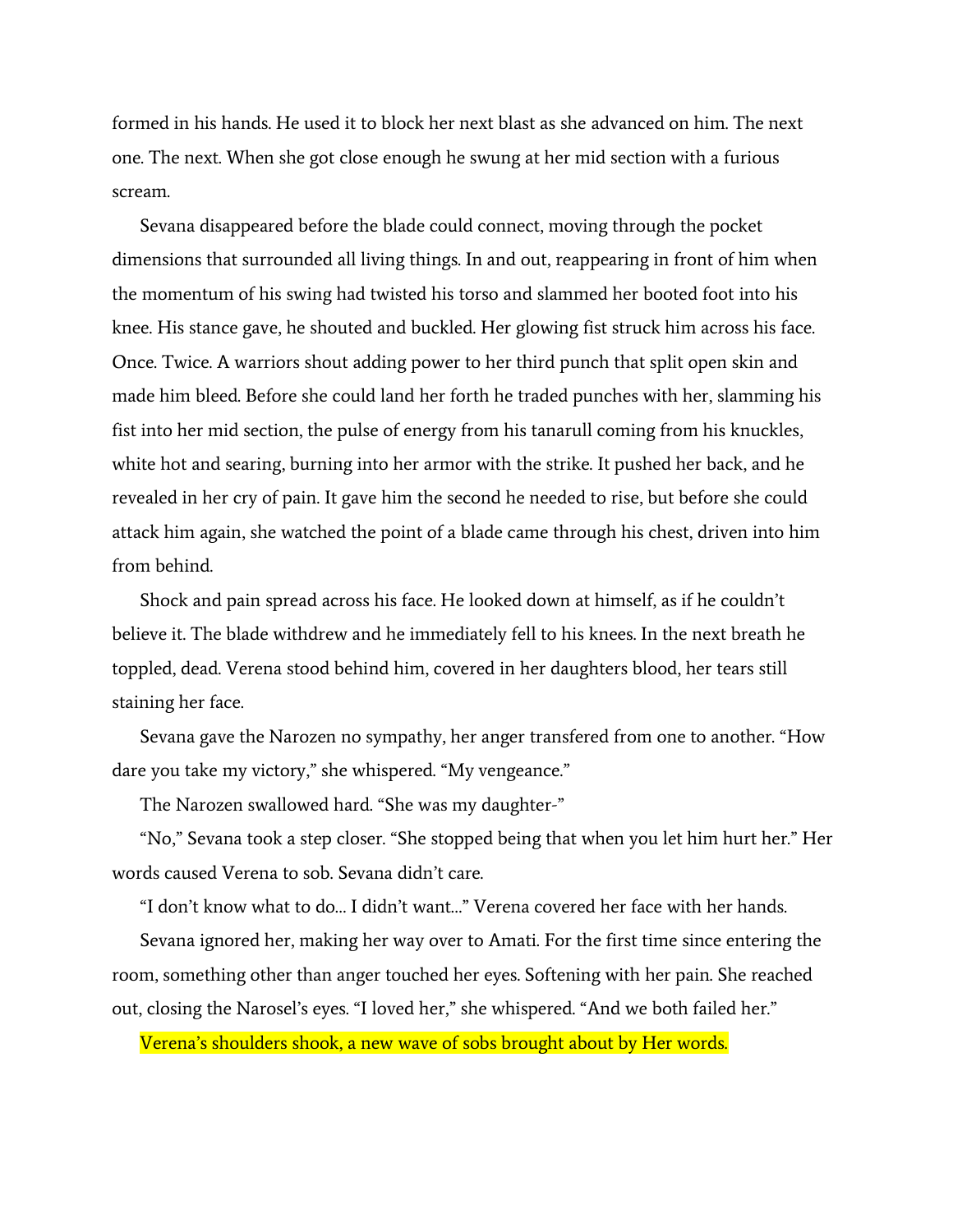formed in his hands. He used it to block her next blast as she advanced on him. The next one. The next. When she got close enough he swung at her mid section with a furious scream.

Sevana disappeared before the blade could connect, moving through the pocket dimensions that surrounded all living things. In and out, reappearing in front of him when the momentum of his swing had twisted his torso and slammed her booted foot into his knee. His stance gave, he shouted and buckled. Her glowing fist struck him across his face. Once. Twice. A warriors shout adding power to her third punch that split open skin and made him bleed. Before she could land her forth he traded punches with her, slamming his fist into her mid section, the pulse of energy from his tanarull coming from his knuckles, white hot and searing, burning into her armor with the strike. It pushed her back, and he revealed in her cry of pain. It gave him the second he needed to rise, but before she could attack him again, she watched the point of a blade came through his chest, driven into him from behind.

Shock and pain spread across his face. He looked down at himself, as if he couldn't believe it. The blade withdrew and he immediately fell to his knees. In the next breath he toppled, dead. Verena stood behind him, covered in her daughters blood, her tears still staining her face.

Sevana gave the Narozen no sympathy, her anger transfered from one to another. "How dare you take my victory," she whispered. "My vengeance."

The Narozen swallowed hard. "She was my daughter-"

"No," Sevana took a step closer. "She stopped being that when you let him hurt her." Her words caused Verena to sob. Sevana didn't care.

"I don't know what to do... I didn't want..." Verena covered her face with her hands.

Sevana ignored her, making her way over to Amati. For the first time since entering the room, something other than anger touched her eyes. Softening with her pain. She reached out, closing the Narosel's eyes. "I loved her," she whispered. "And we both failed her."

Verena's shoulders shook, a new wave of sobs brought about by Her words.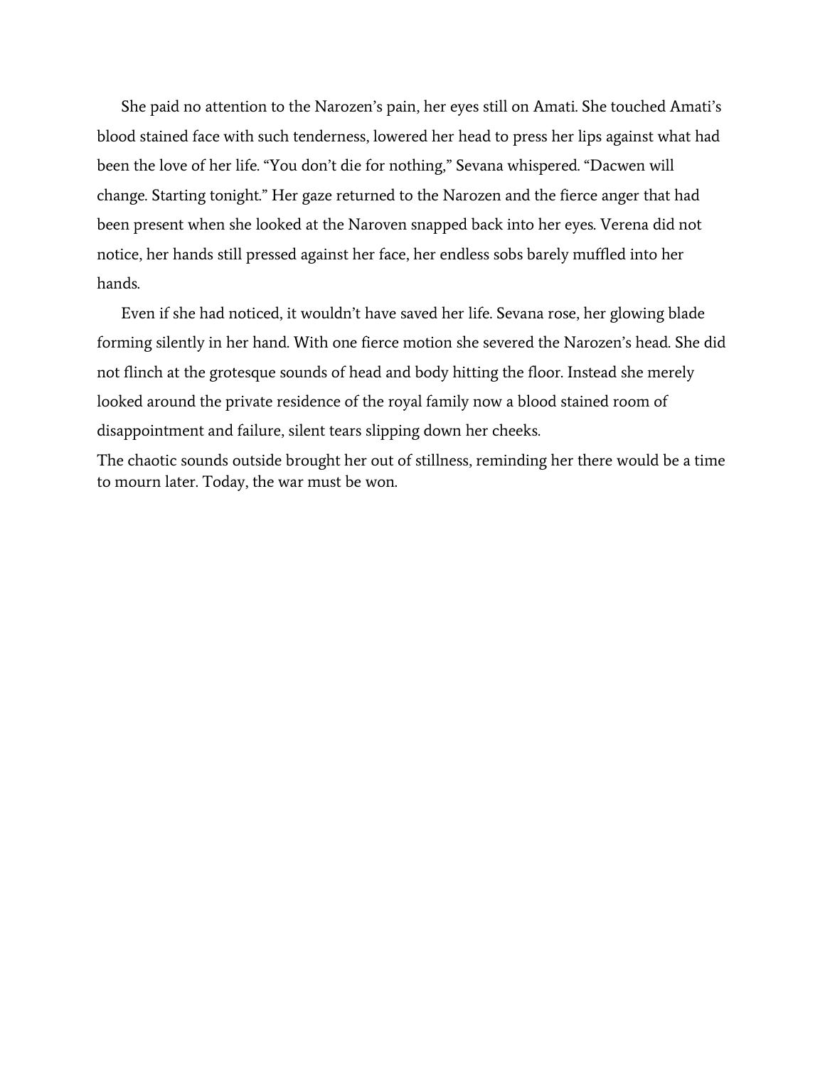She paid no attention to the Narozen's pain, her eyes still on Amati. She touched Amati's blood stained face with such tenderness, lowered her head to press her lips against what had been the love of her life. "You don't die for nothing," Sevana whispered. "Dacwen will change. Starting tonight." Her gaze returned to the Narozen and the fierce anger that had been present when she looked at the Naroven snapped back into her eyes. Verena did not notice, her hands still pressed against her face, her endless sobs barely muffled into her hands.

Even if she had noticed, it wouldn't have saved her life. Sevana rose, her glowing blade forming silently in her hand. With one fierce motion she severed the Narozen's head. She did not flinch at the grotesque sounds of head and body hitting the floor. Instead she merely looked around the private residence of the royal family now a blood stained room of disappointment and failure, silent tears slipping down her cheeks.

The chaotic sounds outside brought her out of stillness, reminding her there would be a time to mourn later. Today, the war must be won.